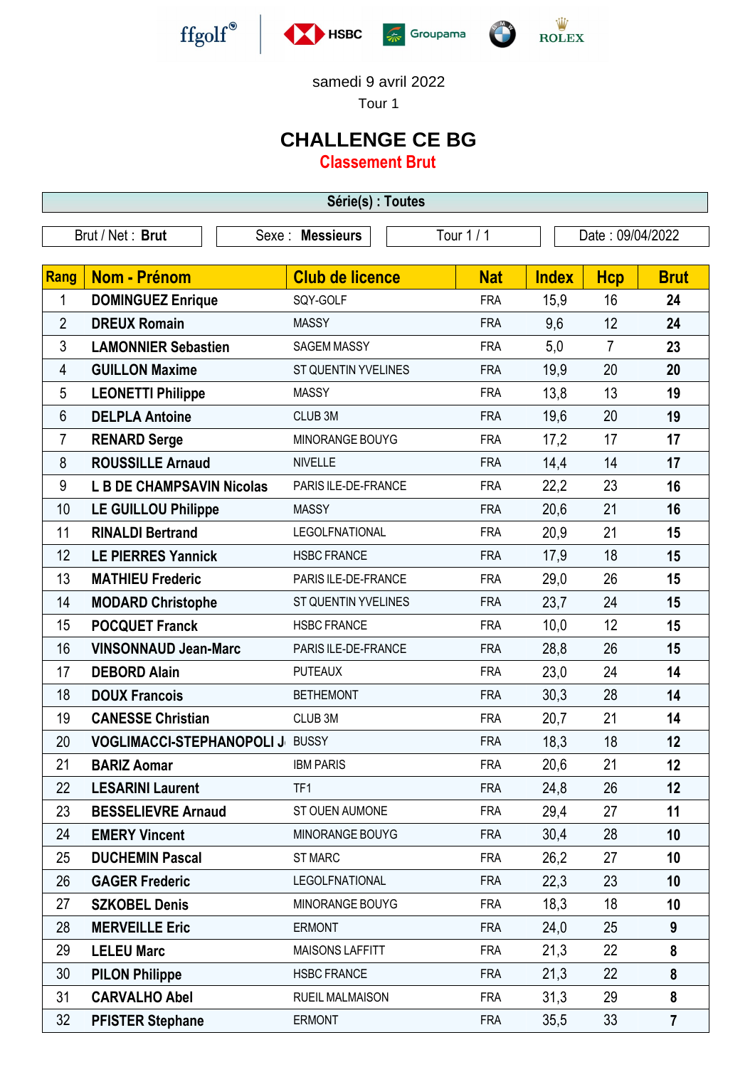ffgolf® HSBC Groupama ROLEX

samedi 9 avril 2022

Tour 1

# CHALLENGE CE BG

## Classement Brut

**Série(s) : Toutes**

Brut / Net : **Brut** | Sexe : **Messieurs** | Tour 1 / 1 | Date : 09/04/2022

| Rang | Nom - Prénom | Club de licence | Nat | Index | Hcp | Brut |
|---|---|---|---|---|---|---|
| 1 | DOMINGUEZ Enrique | SQY-GOLF | FRA | 15,9 | 16 | 24 |
| 2 | DREUX Romain | MASSY | FRA | 9,6 | 12 | 24 |
| 3 | LAMONNIER Sebastien | SAGEM MASSY | FRA | 5,0 | 7 | 23 |
| 4 | GUILLON Maxime | ST QUENTIN YVELINES | FRA | 19,9 | 20 | 20 |
| 5 | LEONETTI Philippe | MASSY | FRA | 13,8 | 13 | 19 |
| 6 | DELPLA Antoine | CLUB 3M | FRA | 19,6 | 20 | 19 |
| 7 | RENARD Serge | MINORANGE BOUYG | FRA | 17,2 | 17 | 17 |
| 8 | ROUSSILLE Arnaud | NIVELLE | FRA | 14,4 | 14 | 17 |
| 9 | L B DE CHAMPSAVIN Nicolas | PARIS ILE-DE-FRANCE | FRA | 22,2 | 23 | 16 |
| 10 | LE GUILLOU Philippe | MASSY | FRA | 20,6 | 21 | 16 |
| 11 | RINALDI Bertrand | LEGOLFNATIONAL | FRA | 20,9 | 21 | 15 |
| 12 | LE PIERRES Yannick | HSBC FRANCE | FRA | 17,9 | 18 | 15 |
| 13 | MATHIEU Frederic | PARIS ILE-DE-FRANCE | FRA | 29,0 | 26 | 15 |
| 14 | MODARD Christophe | ST QUENTIN YVELINES | FRA | 23,7 | 24 | 15 |
| 15 | POCQUET Franck | HSBC FRANCE | FRA | 10,0 | 12 | 15 |
| 16 | VINSONNAUD Jean-Marc | PARIS ILE-DE-FRANCE | FRA | 28,8 | 26 | 15 |
| 17 | DEBORD Alain | PUTEAUX | FRA | 23,0 | 24 | 14 |
| 18 | DOUX Francois | BETHEMONT | FRA | 30,3 | 28 | 14 |
| 19 | CANESSE Christian | CLUB 3M | FRA | 20,7 | 21 | 14 |
| 20 | VOGLIMACCI-STEPHANOPOLI J | BUSSY | FRA | 18,3 | 18 | 12 |
| 21 | BARIZ Aomar | IBM PARIS | FRA | 20,6 | 21 | 12 |
| 22 | LESARINI Laurent | TF1 | FRA | 24,8 | 26 | 12 |
| 23 | BESSELIEVRE Arnaud | ST OUEN AUMONE | FRA | 29,4 | 27 | 11 |
| 24 | EMERY Vincent | MINORANGE BOUYG | FRA | 30,4 | 28 | 10 |
| 25 | DUCHEMIN Pascal | ST MARC | FRA | 26,2 | 27 | 10 |
| 26 | GAGER Frederic | LEGOLFNATIONAL | FRA | 22,3 | 23 | 10 |
| 27 | SZKOBEL Denis | MINORANGE BOUYG | FRA | 18,3 | 18 | 10 |
| 28 | MERVEILLE Eric | ERMONT | FRA | 24,0 | 25 | 9 |
| 29 | LELEU Marc | MAISONS LAFFITT | FRA | 21,3 | 22 | 8 |
| 30 | PILON Philippe | HSBC FRANCE | FRA | 21,3 | 22 | 8 |
| 31 | CARVALHO Abel | RUEIL MALMAISON | FRA | 31,3 | 29 | 8 |
| 32 | PFISTER Stephane | ERMONT | FRA | 35,5 | 33 | 7 |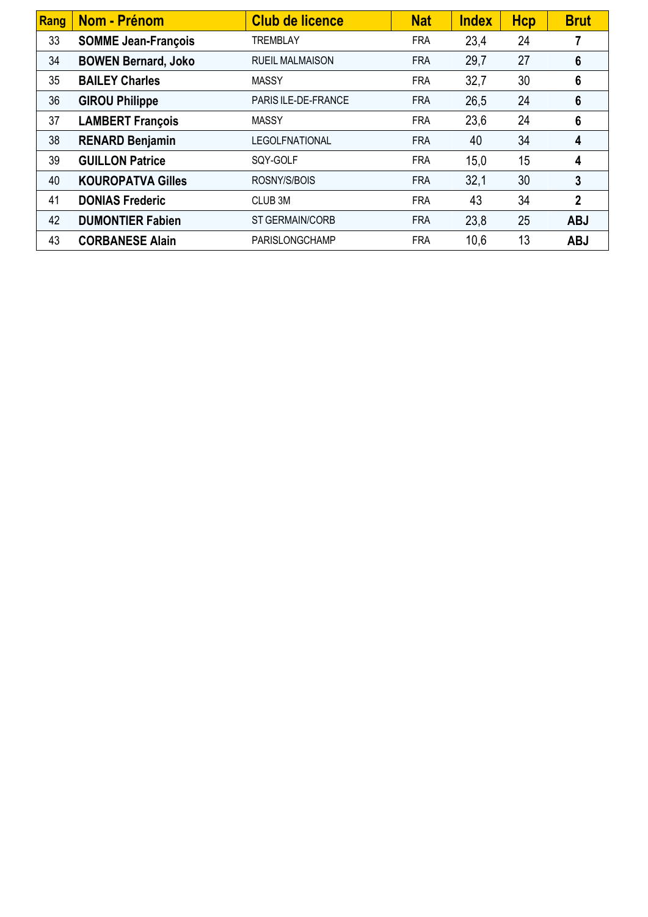| Rang | Nom - Prénom | Club de licence | Nat | Index | Hcp | Brut |
|---|---|---|---|---|---|---|
| 33 | **SOMME Jean-François** | TREMBLAY | FRA | 23,4 | 24 | **7** |
| 34 | **BOWEN Bernard, Joko** | RUEIL MALMAISON | FRA | 29,7 | 27 | **6** |
| 35 | **BAILEY Charles** | MASSY | FRA | 32,7 | 30 | **6** |
| 36 | **GIROU Philippe** | PARIS ILE-DE-FRANCE | FRA | 26,5 | 24 | **6** |
| 37 | **LAMBERT François** | MASSY | FRA | 23,6 | 24 | **6** |
| 38 | **RENARD Benjamin** | LEGOLFNATIONAL | FRA | 40 | 34 | **4** |
| 39 | **GUILLON Patrice** | SQY-GOLF | FRA | 15,0 | 15 | **4** |
| 40 | **KOUROPATVA Gilles** | ROSNY/S/BOIS | FRA | 32,1 | 30 | **3** |
| 41 | **DONIAS Frederic** | CLUB 3M | FRA | 43 | 34 | **2** |
| 42 | **DUMONTIER Fabien** | ST GERMAIN/CORB | FRA | 23,8 | 25 | **ABJ** |
| 43 | **CORBANESE Alain** | PARISLONGCHAMP | FRA | 10,6 | 13 | **ABJ** |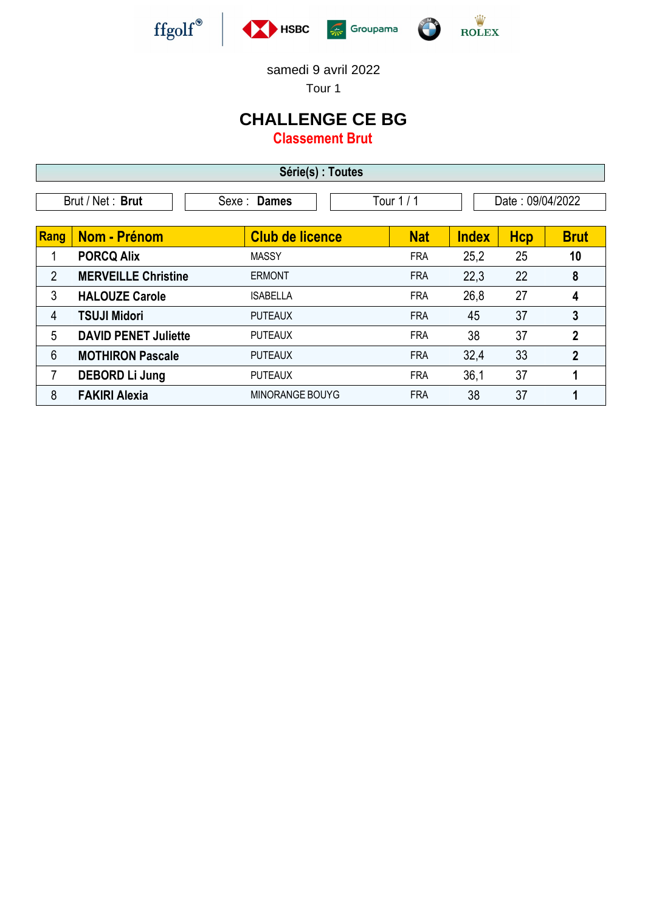samedi 9 avril 2022

Tour 1

# CHALLENGE CE BG

## Classement Brut

**Série(s) : Toutes**

| Brut / Net : **Brut** | Sexe : **Dames** | Tour 1 / 1 | Date : 09/04/2022 |
|---|---|---|---|

| Rang | Nom - Prénom | Club de licence | Nat | Index | Hcp | Brut |
|---|---|---|---|---|---|---|
| 1 | **PORCQ Alix** | MASSY | FRA | 25,2 | 25 | **10** |
| 2 | **MERVEILLE Christine** | ERMONT | FRA | 22,3 | 22 | **8** |
| 3 | **HALOUZE Carole** | ISABELLA | FRA | 26,8 | 27 | **4** |
| 4 | **TSUJI Midori** | PUTEAUX | FRA | 45 | 37 | **3** |
| 5 | **DAVID PENET Juliette** | PUTEAUX | FRA | 38 | 37 | **2** |
| 6 | **MOTHIRON Pascale** | PUTEAUX | FRA | 32,4 | 33 | **2** |
| 7 | **DEBORD Li Jung** | PUTEAUX | FRA | 36,1 | 37 | **1** |
| 8 | **FAKIRI Alexia** | MINORANGE BOUYG | FRA | 38 | 37 | **1** |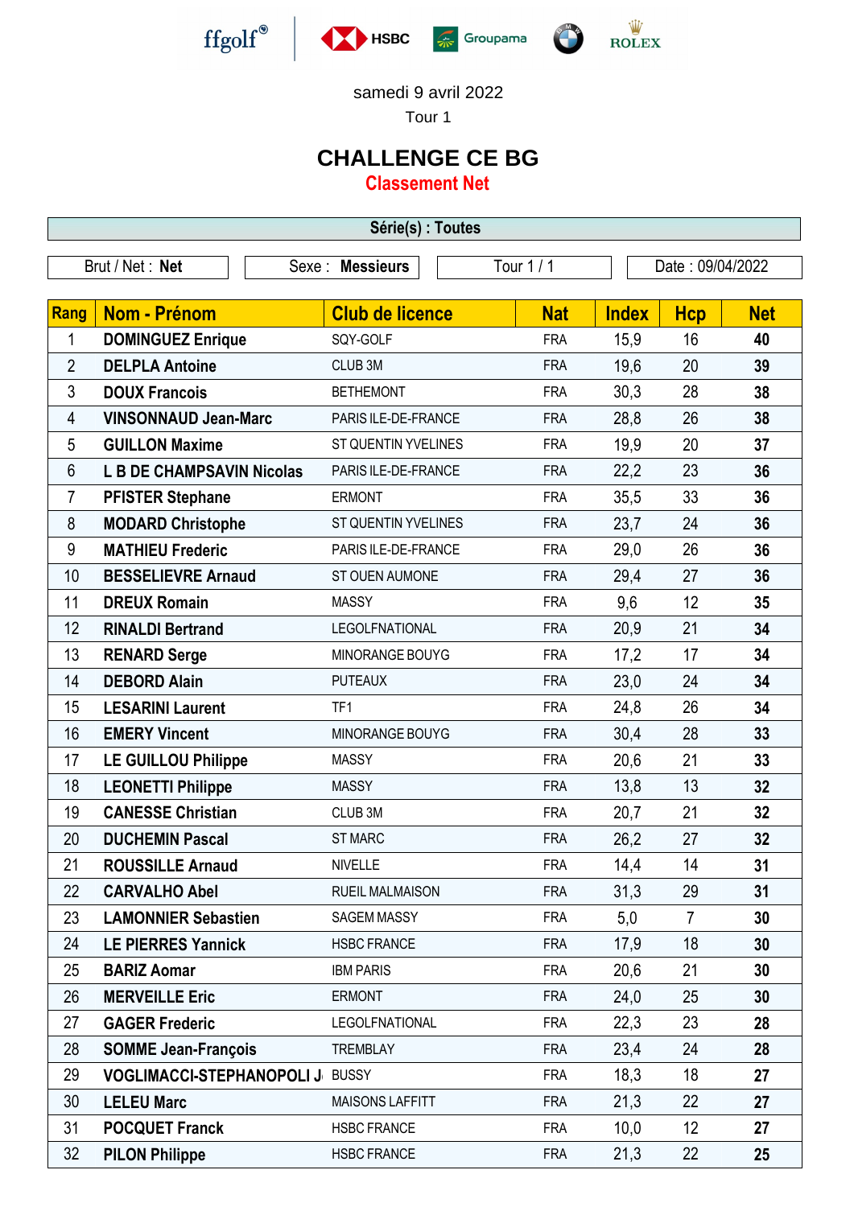samedi 9 avril 2022

Tour 1

# CHALLENGE CE BG

## Classement Net

| Série(s) : Toutes |
|---|

| Brut / Net : **Net** | Sexe : **Messieurs** | Tour 1 / 1 | Date : 09/04/2022 |
|---|---|---|---|

| Rang | Nom - Prénom | Club de licence | Nat | Index | Hcp | Net |
|---|---|---|---|---|---|---|
| 1 | **DOMINGUEZ Enrique** | SQY-GOLF | FRA | 15,9 | 16 | **40** |
| 2 | **DELPLA Antoine** | CLUB 3M | FRA | 19,6 | 20 | **39** |
| 3 | **DOUX Francois** | BETHEMONT | FRA | 30,3 | 28 | **38** |
| 4 | **VINSONNAUD Jean-Marc** | PARIS ILE-DE-FRANCE | FRA | 28,8 | 26 | **38** |
| 5 | **GUILLON Maxime** | ST QUENTIN YVELINES | FRA | 19,9 | 20 | **37** |
| 6 | **L B DE CHAMPSAVIN Nicolas** | PARIS ILE-DE-FRANCE | FRA | 22,2 | 23 | **36** |
| 7 | **PFISTER Stephane** | ERMONT | FRA | 35,5 | 33 | **36** |
| 8 | **MODARD Christophe** | ST QUENTIN YVELINES | FRA | 23,7 | 24 | **36** |
| 9 | **MATHIEU Frederic** | PARIS ILE-DE-FRANCE | FRA | 29,0 | 26 | **36** |
| 10 | **BESSELIEVRE Arnaud** | ST OUEN AUMONE | FRA | 29,4 | 27 | **36** |
| 11 | **DREUX Romain** | MASSY | FRA | 9,6 | 12 | **35** |
| 12 | **RINALDI Bertrand** | LEGOLFNATIONAL | FRA | 20,9 | 21 | **34** |
| 13 | **RENARD Serge** | MINORANGE BOUYG | FRA | 17,2 | 17 | **34** |
| 14 | **DEBORD Alain** | PUTEAUX | FRA | 23,0 | 24 | **34** |
| 15 | **LESARINI Laurent** | TF1 | FRA | 24,8 | 26 | **34** |
| 16 | **EMERY Vincent** | MINORANGE BOUYG | FRA | 30,4 | 28 | **33** |
| 17 | **LE GUILLOU Philippe** | MASSY | FRA | 20,6 | 21 | **33** |
| 18 | **LEONETTI Philippe** | MASSY | FRA | 13,8 | 13 | **32** |
| 19 | **CANESSE Christian** | CLUB 3M | FRA | 20,7 | 21 | **32** |
| 20 | **DUCHEMIN Pascal** | ST MARC | FRA | 26,2 | 27 | **32** |
| 21 | **ROUSSILLE Arnaud** | NIVELLE | FRA | 14,4 | 14 | **31** |
| 22 | **CARVALHO Abel** | RUEIL MALMAISON | FRA | 31,3 | 29 | **31** |
| 23 | **LAMONNIER Sebastien** | SAGEM MASSY | FRA | 5,0 | 7 | **30** |
| 24 | **LE PIERRES Yannick** | HSBC FRANCE | FRA | 17,9 | 18 | **30** |
| 25 | **BARIZ Aomar** | IBM PARIS | FRA | 20,6 | 21 | **30** |
| 26 | **MERVEILLE Eric** | ERMONT | FRA | 24,0 | 25 | **30** |
| 27 | **GAGER Frederic** | LEGOLFNATIONAL | FRA | 22,3 | 23 | **28** |
| 28 | **SOMME Jean-François** | TREMBLAY | FRA | 23,4 | 24 | **28** |
| 29 | **VOGLIMACCI-STEPHANOPOLI J** | BUSSY | FRA | 18,3 | 18 | **27** |
| 30 | **LELEU Marc** | MAISONS LAFFITT | FRA | 21,3 | 22 | **27** |
| 31 | **POCQUET Franck** | HSBC FRANCE | FRA | 10,0 | 12 | **27** |
| 32 | **PILON Philippe** | HSBC FRANCE | FRA | 21,3 | 22 | **25** |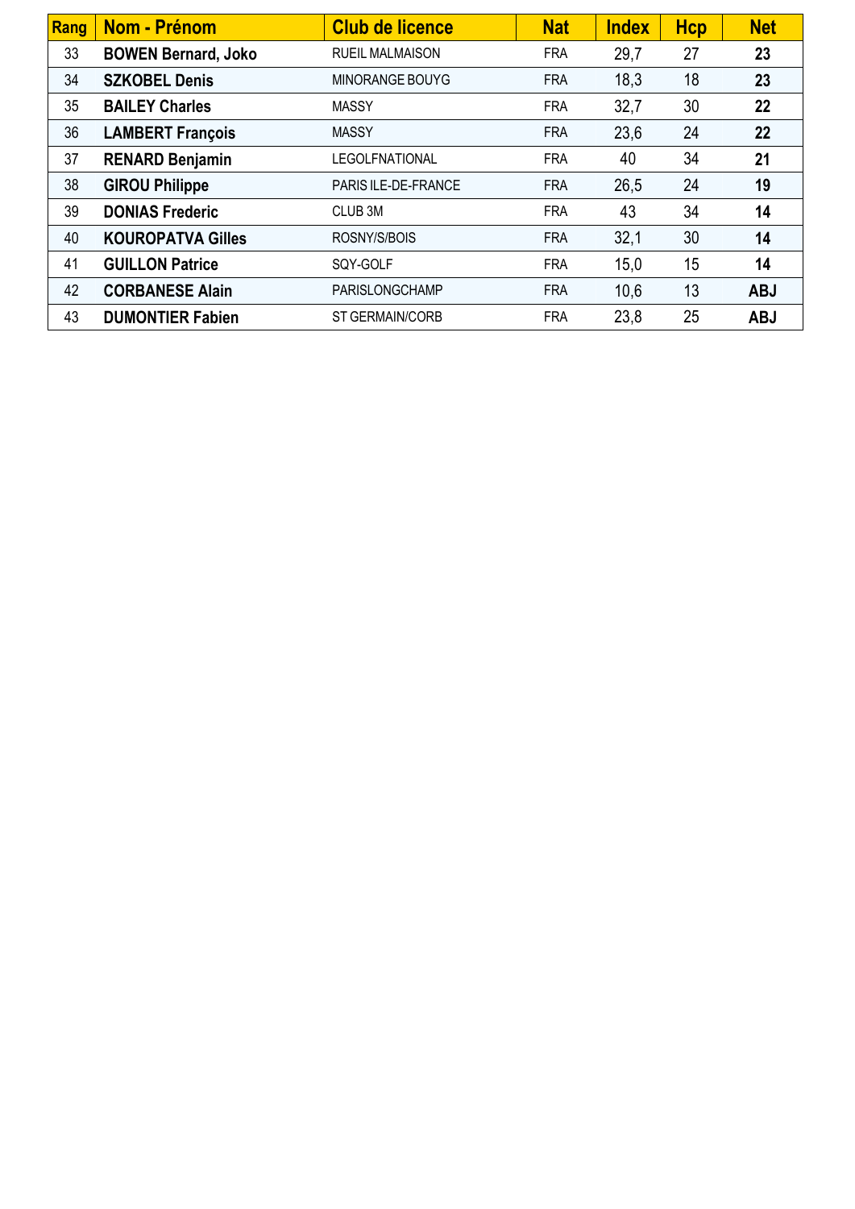| Rang | Nom - Prénom | Club de licence | Nat | Index | Hcp | Net |
|---|---|---|---|---|---|---|
| 33 | **BOWEN Bernard, Joko** | RUEIL MALMAISON | FRA | 29,7 | 27 | **23** |
| 34 | **SZKOBEL Denis** | MINORANGE BOUYG | FRA | 18,3 | 18 | **23** |
| 35 | **BAILEY Charles** | MASSY | FRA | 32,7 | 30 | **22** |
| 36 | **LAMBERT François** | MASSY | FRA | 23,6 | 24 | **22** |
| 37 | **RENARD Benjamin** | LEGOLFNATIONAL | FRA | 40 | 34 | **21** |
| 38 | **GIROU Philippe** | PARIS ILE-DE-FRANCE | FRA | 26,5 | 24 | **19** |
| 39 | **DONIAS Frederic** | CLUB 3M | FRA | 43 | 34 | **14** |
| 40 | **KOUROPATVA Gilles** | ROSNY/S/BOIS | FRA | 32,1 | 30 | **14** |
| 41 | **GUILLON Patrice** | SQY-GOLF | FRA | 15,0 | 15 | **14** |
| 42 | **CORBANESE Alain** | PARISLONGCHAMP | FRA | 10,6 | 13 | **ABJ** |
| 43 | **DUMONTIER Fabien** | ST GERMAIN/CORB | FRA | 23,8 | 25 | **ABJ** |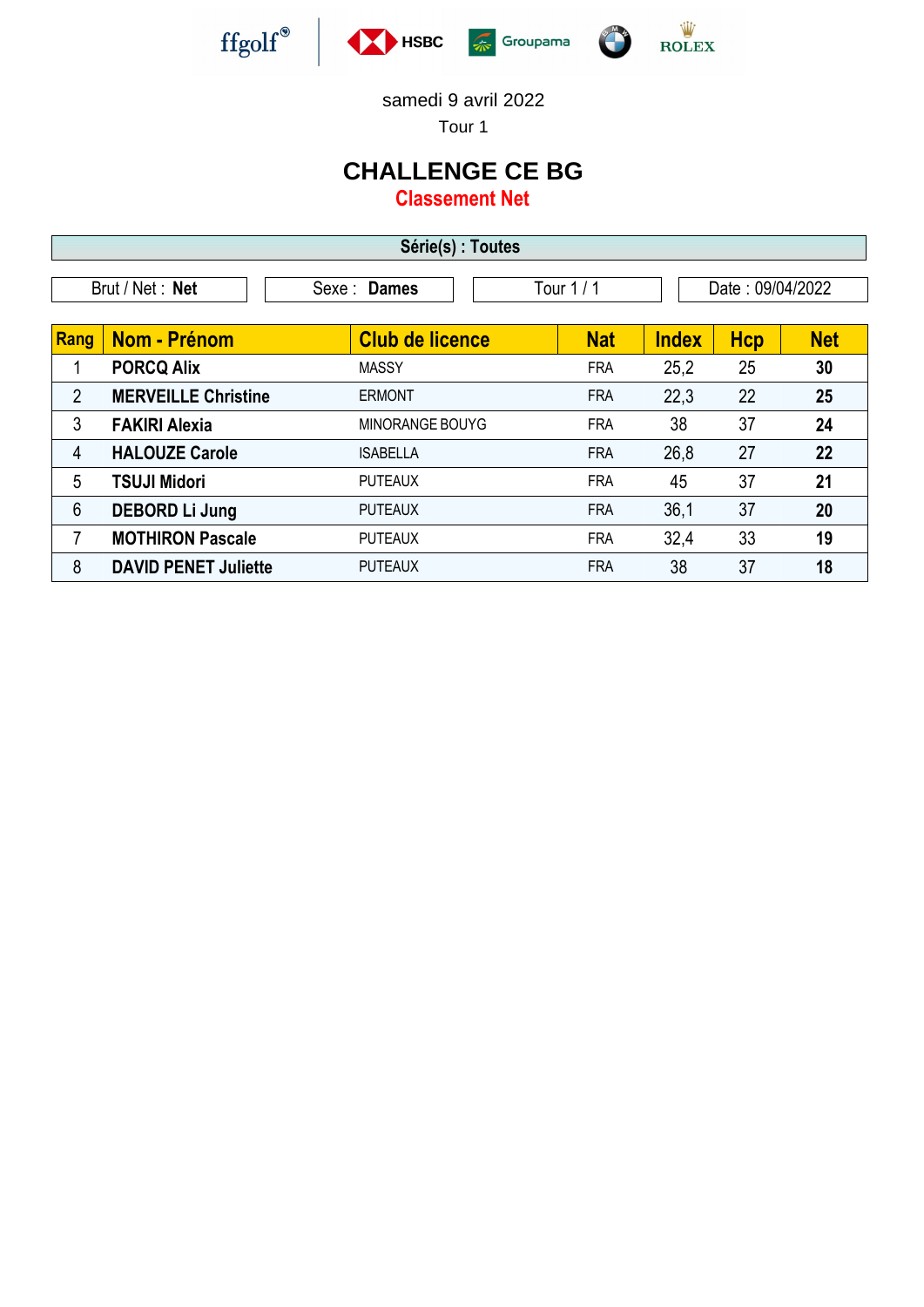samedi 9 avril 2022

Tour 1

# CHALLENGE CE BG

## Classement Net

**Série(s) : Toutes**

| Brut / Net : **Net** | Sexe : **Dames** | Tour 1 / 1 | Date : 09/04/2022 |
|---|---|---|---|

| Rang | Nom - Prénom | Club de licence | Nat | Index | Hcp | Net |
|---|---|---|---|---|---|---|
| 1 | **PORCQ Alix** | MASSY | FRA | 25,2 | 25 | **30** |
| 2 | **MERVEILLE Christine** | ERMONT | FRA | 22,3 | 22 | **25** |
| 3 | **FAKIRI Alexia** | MINORANGE BOUYG | FRA | 38 | 37 | **24** |
| 4 | **HALOUZE Carole** | ISABELLA | FRA | 26,8 | 27 | **22** |
| 5 | **TSUJI Midori** | PUTEAUX | FRA | 45 | 37 | **21** |
| 6 | **DEBORD Li Jung** | PUTEAUX | FRA | 36,1 | 37 | **20** |
| 7 | **MOTHIRON Pascale** | PUTEAUX | FRA | 32,4 | 33 | **19** |
| 8 | **DAVID PENET Juliette** | PUTEAUX | FRA | 38 | 37 | **18** |